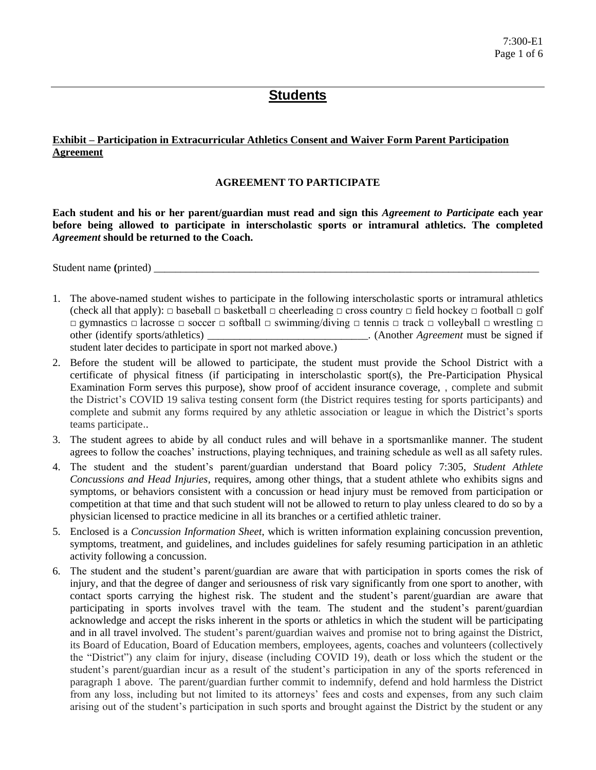# Students

**Exhibit – Participation in Extracurricular Athletics Consent and Waiver Form Parent Participation Agreement**

## AGREEMENT TO PARTICIPATE

**Each student and his or her parent/guardian must read and sign this *Agreement to Participate* each year before being allowed to participate in interscholastic sports or intramural athletics. The completed *Agreement* should be returned to the Coach.**

Student name (printed) ___________________________________________________________________________

1. The above-named student wishes to participate in the following interscholastic sports or intramural athletics (check all that apply): □ baseball □ basketball □ cheerleading □ cross country □ field hockey □ football □ golf □ gymnastics □ lacrosse □ soccer □ softball □ swimming/diving □ tennis □ track □ volleyball □ wrestling □ other (identify sports/athletics) ______________________________. (Another *Agreement* must be signed if student later decides to participate in sport not marked above.)
2. Before the student will be allowed to participate, the student must provide the School District with a certificate of physical fitness (if participating in interscholastic sport(s), the Pre-Participation Physical Examination Form serves this purpose), show proof of accident insurance coverage, , complete and submit the District's COVID 19 saliva testing consent form (the District requires testing for sports participants) and complete and submit any forms required by any athletic association or league in which the District's sports teams participate..
3. The student agrees to abide by all conduct rules and will behave in a sportsmanlike manner. The student agrees to follow the coaches' instructions, playing techniques, and training schedule as well as all safety rules.
4. The student and the student's parent/guardian understand that Board policy 7:305, *Student Athlete Concussions and Head Injuries*, requires, among other things, that a student athlete who exhibits signs and symptoms, or behaviors consistent with a concussion or head injury must be removed from participation or competition at that time and that such student will not be allowed to return to play unless cleared to do so by a physician licensed to practice medicine in all its branches or a certified athletic trainer.
5. Enclosed is a *Concussion Information Sheet*, which is written information explaining concussion prevention, symptoms, treatment, and guidelines, and includes guidelines for safely resuming participation in an athletic activity following a concussion.
6. The student and the student's parent/guardian are aware that with participation in sports comes the risk of injury, and that the degree of danger and seriousness of risk vary significantly from one sport to another, with contact sports carrying the highest risk. The student and the student's parent/guardian are aware that participating in sports involves travel with the team. The student and the student's parent/guardian acknowledge and accept the risks inherent in the sports or athletics in which the student will be participating and in all travel involved. The student's parent/guardian waives and promise not to bring against the District, its Board of Education, Board of Education members, employees, agents, coaches and volunteers (collectively the "District") any claim for injury, disease (including COVID 19), death or loss which the student or the student's parent/guardian incur as a result of the student's participation in any of the sports referenced in paragraph 1 above. The parent/guardian further commit to indemnify, defend and hold harmless the District from any loss, including but not limited to its attorneys' fees and costs and expenses, from any such claim arising out of the student's participation in such sports and brought against the District by the student or any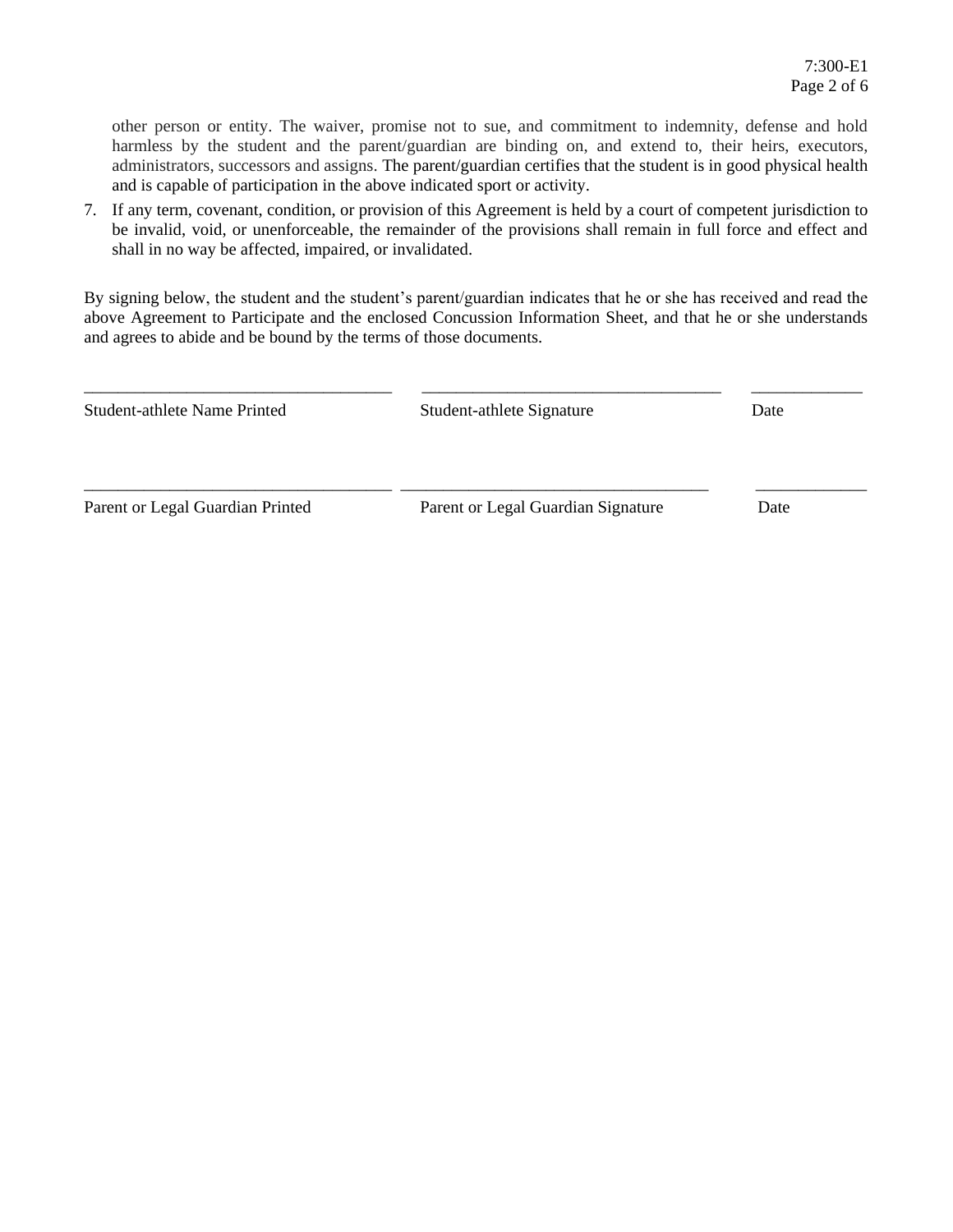other person or entity. The waiver, promise not to sue, and commitment to indemnity, defense and hold harmless by the student and the parent/guardian are binding on, and extend to, their heirs, executors, administrators, successors and assigns. The parent/guardian certifies that the student is in good physical health and is capable of participation in the above indicated sport or activity.

7. If any term, covenant, condition, or provision of this Agreement is held by a court of competent jurisdiction to be invalid, void, or unenforceable, the remainder of the provisions shall remain in full force and effect and shall in no way be affected, impaired, or invalidated.

By signing below, the student and the student's parent/guardian indicates that he or she has received and read the above Agreement to Participate and the enclosed Concussion Information Sheet, and that he or she understands and agrees to abide and be bound by the terms of those documents.

| ____________________________________ | ____________________________________ | _____________ |
|---|---|---|
| Student-athlete Name Printed | Student-athlete Signature | Date |
| | | |
| ____________________________________ | ____________________________________ | _____________ |
| Parent or Legal Guardian Printed | Parent or Legal Guardian Signature | Date |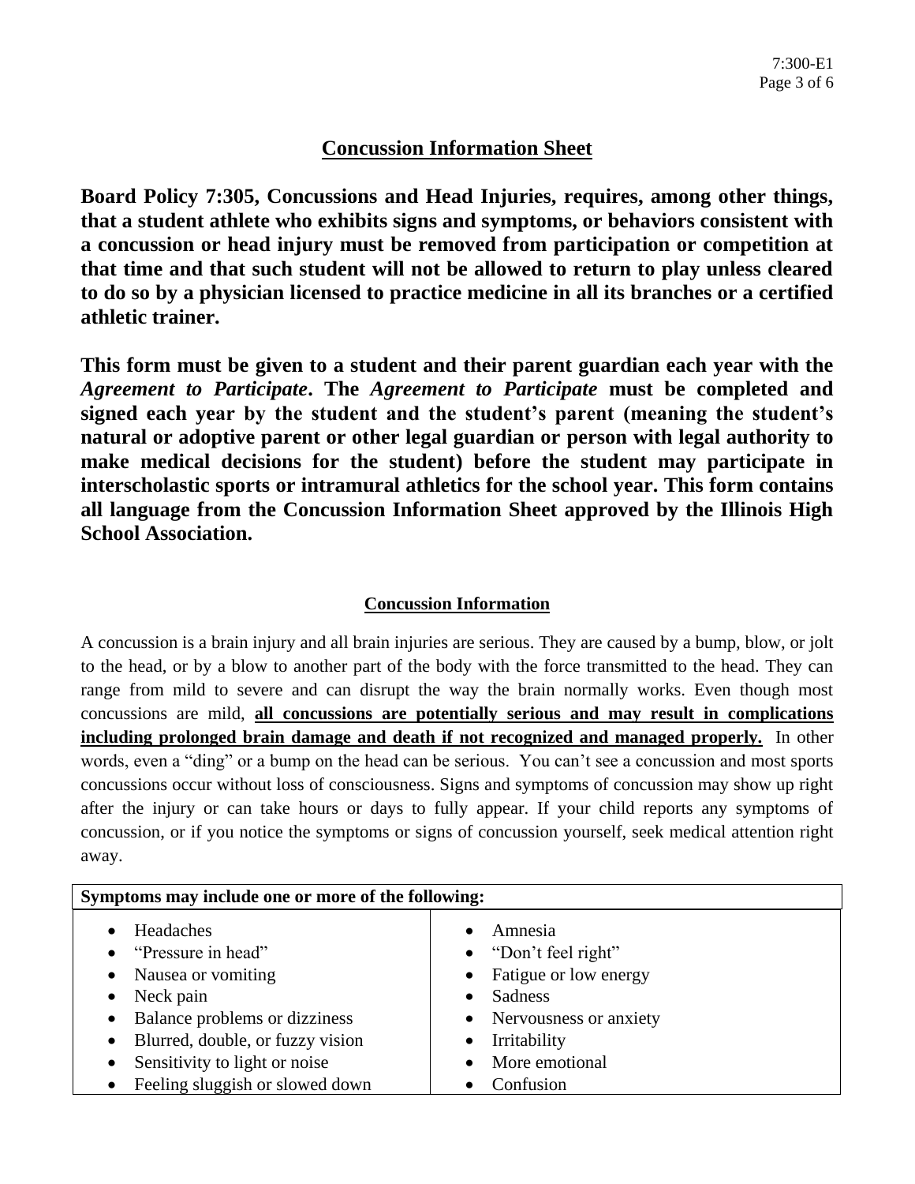## Concussion Information Sheet

**Board Policy 7:305, Concussions and Head Injuries, requires, among other things, that a student athlete who exhibits signs and symptoms, or behaviors consistent with a concussion or head injury must be removed from participation or competition at that time and that such student will not be allowed to return to play unless cleared to do so by a physician licensed to practice medicine in all its branches or a certified athletic trainer.**

**This form must be given to a student and their parent guardian each year with the *Agreement to Participate*. The *Agreement to Participate* must be completed and signed each year by the student and the student's parent (meaning the student's natural or adoptive parent or other legal guardian or person with legal authority to make medical decisions for the student) before the student may participate in interscholastic sports or intramural athletics for the school year. This form contains all language from the Concussion Information Sheet approved by the Illinois High School Association.**

### Concussion Information

A concussion is a brain injury and all brain injuries are serious. They are caused by a bump, blow, or jolt to the head, or by a blow to another part of the body with the force transmitted to the head. They can range from mild to severe and can disrupt the way the brain normally works. Even though most concussions are mild, **all concussions are potentially serious and may result in complications including prolonged brain damage and death if not recognized and managed properly.** In other words, even a "ding" or a bump on the head can be serious. You can't see a concussion and most sports concussions occur without loss of consciousness. Signs and symptoms of concussion may show up right after the injury or can take hours or days to fully appear. If your child reports any symptoms of concussion, or if you notice the symptoms or signs of concussion yourself, seek medical attention right away.

| **Symptoms may include one or more of the following:** | |
|---|---|
| • Headaches<br>• "Pressure in head"<br>• Nausea or vomiting<br>• Neck pain<br>• Balance problems or dizziness<br>• Blurred, double, or fuzzy vision<br>• Sensitivity to light or noise<br>• Feeling sluggish or slowed down | • Amnesia<br>• "Don't feel right"<br>• Fatigue or low energy<br>• Sadness<br>• Nervousness or anxiety<br>• Irritability<br>• More emotional<br>• Confusion |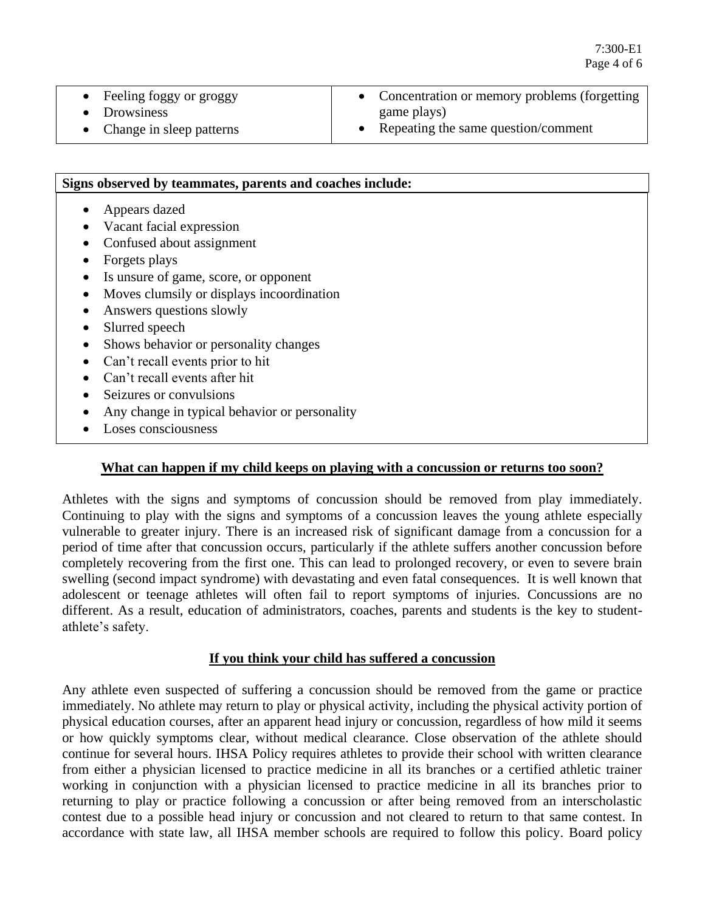| | |
|---|---|
| • Feeling foggy or groggy<br>• Drowsiness<br>• Change in sleep patterns | • Concentration or memory problems (forgetting game plays)<br>• Repeating the same question/comment |

| **Signs observed by teammates, parents and coaches include:** |
|---|
| • Appears dazed<br>• Vacant facial expression<br>• Confused about assignment<br>• Forgets plays<br>• Is unsure of game, score, or opponent<br>• Moves clumsily or displays incoordination<br>• Answers questions slowly<br>• Slurred speech<br>• Shows behavior or personality changes<br>• Can't recall events prior to hit<br>• Can't recall events after hit<br>• Seizures or convulsions<br>• Any change in typical behavior or personality<br>• Loses consciousness |

## What can happen if my child keeps on playing with a concussion or returns too soon?

Athletes with the signs and symptoms of concussion should be removed from play immediately. Continuing to play with the signs and symptoms of a concussion leaves the young athlete especially vulnerable to greater injury. There is an increased risk of significant damage from a concussion for a period of time after that concussion occurs, particularly if the athlete suffers another concussion before completely recovering from the first one. This can lead to prolonged recovery, or even to severe brain swelling (second impact syndrome) with devastating and even fatal consequences. It is well known that adolescent or teenage athletes will often fail to report symptoms of injuries. Concussions are no different. As a result, education of administrators, coaches, parents and students is the key to student-athlete's safety.

## If you think your child has suffered a concussion

Any athlete even suspected of suffering a concussion should be removed from the game or practice immediately. No athlete may return to play or physical activity, including the physical activity portion of physical education courses, after an apparent head injury or concussion, regardless of how mild it seems or how quickly symptoms clear, without medical clearance. Close observation of the athlete should continue for several hours. IHSA Policy requires athletes to provide their school with written clearance from either a physician licensed to practice medicine in all its branches or a certified athletic trainer working in conjunction with a physician licensed to practice medicine in all its branches prior to returning to play or practice following a concussion or after being removed from an interscholastic contest due to a possible head injury or concussion and not cleared to return to that same contest. In accordance with state law, all IHSA member schools are required to follow this policy. Board policy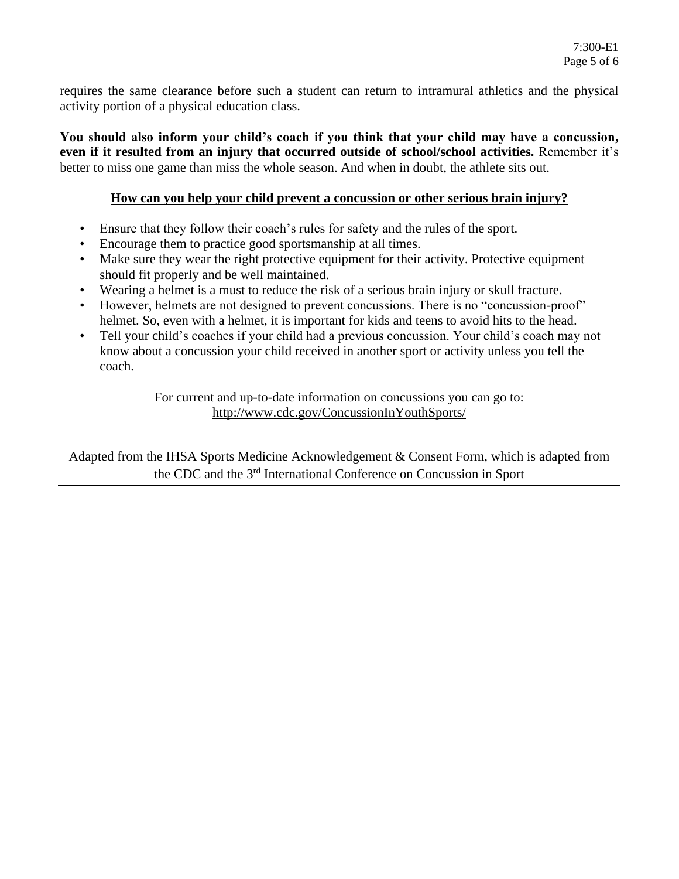requires the same clearance before such a student can return to intramural athletics and the physical activity portion of a physical education class.

**You should also inform your child's coach if you think that your child may have a concussion, even if it resulted from an injury that occurred outside of school/school activities.** Remember it's better to miss one game than miss the whole season. And when in doubt, the athlete sits out.

## How can you help your child prevent a concussion or other serious brain injury?

- Ensure that they follow their coach's rules for safety and the rules of the sport.
- Encourage them to practice good sportsmanship at all times.
- Make sure they wear the right protective equipment for their activity. Protective equipment should fit properly and be well maintained.
- Wearing a helmet is a must to reduce the risk of a serious brain injury or skull fracture.
- However, helmets are not designed to prevent concussions. There is no "concussion-proof" helmet. So, even with a helmet, it is important for kids and teens to avoid hits to the head.
- Tell your child's coaches if your child had a previous concussion. Your child's coach may not know about a concussion your child received in another sport or activity unless you tell the coach.

For current and up-to-date information on concussions you can go to: http://www.cdc.gov/ConcussionInYouthSports/

Adapted from the IHSA Sports Medicine Acknowledgement & Consent Form, which is adapted from the CDC and the 3rd International Conference on Concussion in Sport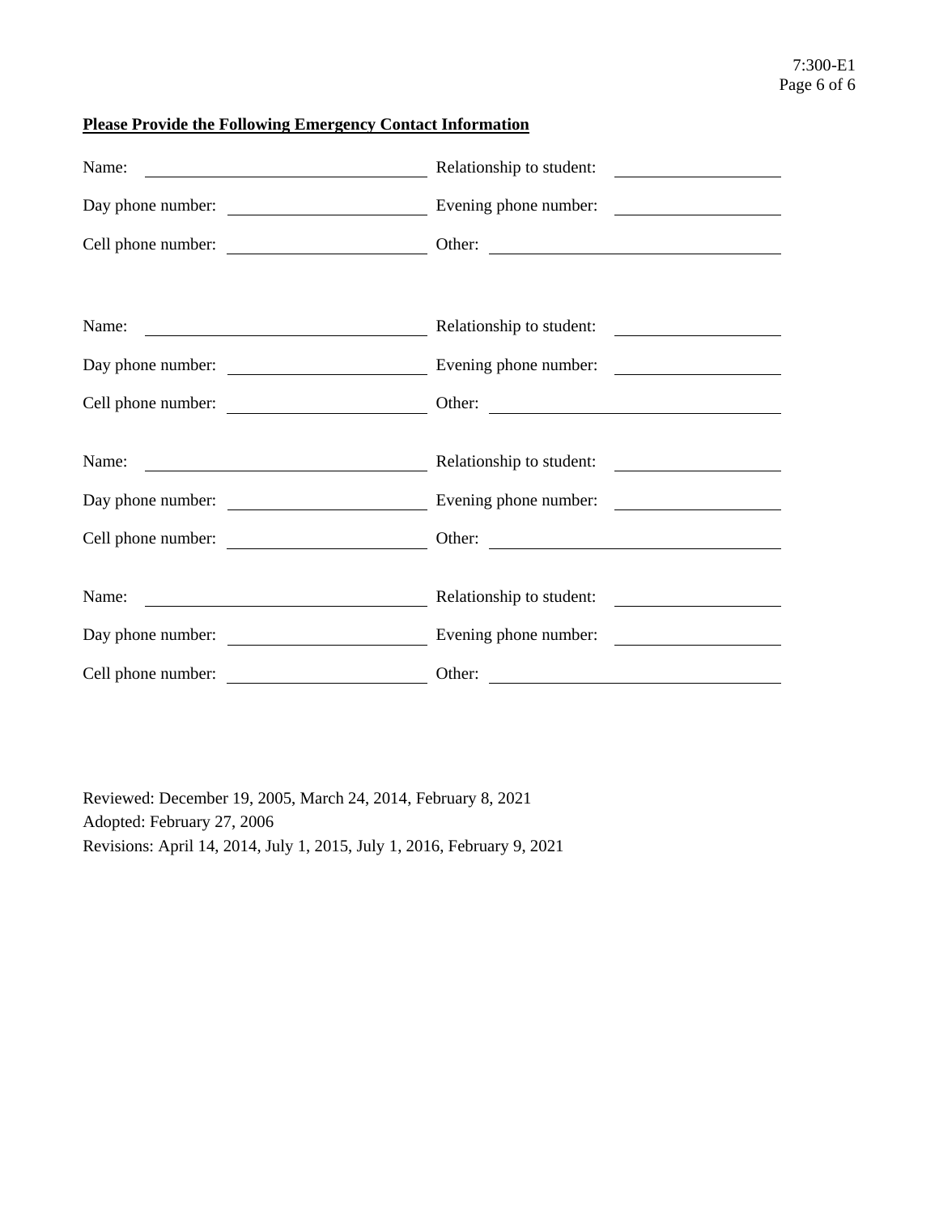**Please Provide the Following Emergency Contact Information**

Name: \_\_\_\_\_\_\_\_\_\_\_\_\_\_\_\_\_\_\_\_ Relationship to student: \_\_\_\_\_\_\_\_\_\_\_\_

Day phone number: \_\_\_\_\_\_\_\_\_\_\_\_\_\_ Evening phone number: \_\_\_\_\_\_\_\_\_\_\_\_

Cell phone number: \_\_\_\_\_\_\_\_\_\_\_\_\_\_ Other: \_\_\_\_\_\_\_\_\_\_\_\_\_\_\_\_\_\_\_\_

Name: \_\_\_\_\_\_\_\_\_\_\_\_\_\_\_\_\_\_\_\_ Relationship to student: \_\_\_\_\_\_\_\_\_\_\_\_

Day phone number: \_\_\_\_\_\_\_\_\_\_\_\_\_\_ Evening phone number: \_\_\_\_\_\_\_\_\_\_\_\_

Cell phone number: \_\_\_\_\_\_\_\_\_\_\_\_\_\_ Other: \_\_\_\_\_\_\_\_\_\_\_\_\_\_\_\_\_\_\_\_

Name: \_\_\_\_\_\_\_\_\_\_\_\_\_\_\_\_\_\_\_\_ Relationship to student: \_\_\_\_\_\_\_\_\_\_\_\_

Day phone number: \_\_\_\_\_\_\_\_\_\_\_\_\_\_ Evening phone number: \_\_\_\_\_\_\_\_\_\_\_\_

Cell phone number: \_\_\_\_\_\_\_\_\_\_\_\_\_\_ Other: \_\_\_\_\_\_\_\_\_\_\_\_\_\_\_\_\_\_\_\_

Name: \_\_\_\_\_\_\_\_\_\_\_\_\_\_\_\_\_\_\_\_ Relationship to student: \_\_\_\_\_\_\_\_\_\_\_\_

Day phone number: \_\_\_\_\_\_\_\_\_\_\_\_\_\_ Evening phone number: \_\_\_\_\_\_\_\_\_\_\_\_

Cell phone number: \_\_\_\_\_\_\_\_\_\_\_\_\_\_ Other: \_\_\_\_\_\_\_\_\_\_\_\_\_\_\_\_\_\_\_\_

Reviewed: December 19, 2005, March 24, 2014, February 8, 2021
Adopted: February 27, 2006
Revisions: April 14, 2014, July 1, 2015, July 1, 2016, February 9, 2021